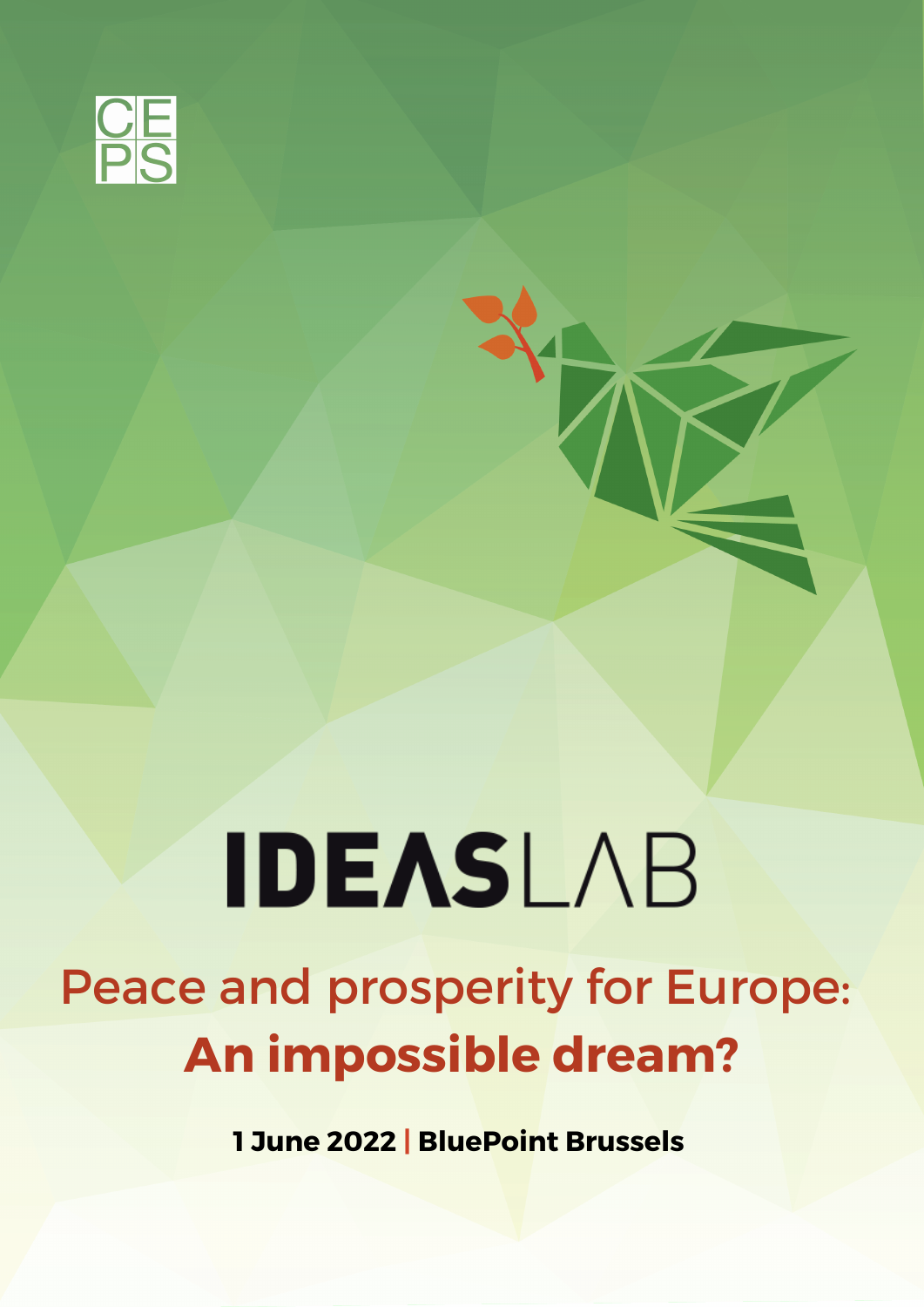CEPS

# IDEASLAB

## Peace and prosperity for Europe: **An impossible dream?**

**1 June 2022 | BluePoint Brussels**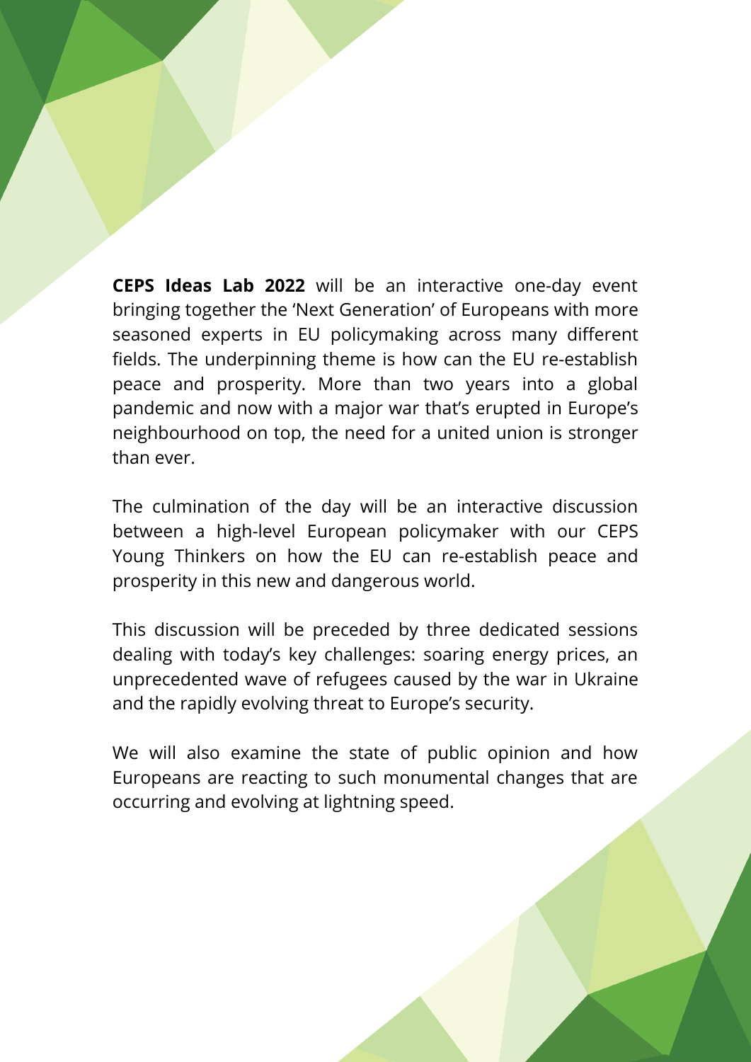**CEPS Ideas Lab 2022** will be an interactive one-day event bringing together the 'Next Generation' of Europeans with more seasoned experts in EU policymaking across many different fields. The underpinning theme is how can the EU re-establish peace and prosperity. More than two years into a global pandemic and now with a major war that's erupted in Europe's neighbourhood on top, the need for a united union is stronger than ever.

The culmination of the day will be an interactive discussion between a high-level European policymaker with our CEPS Young Thinkers on how the EU can re-establish peace and prosperity in this new and dangerous world.

This discussion will be preceded by three dedicated sessions dealing with today's key challenges: soaring energy prices, an unprecedented wave of refugees caused by the war in Ukraine and the rapidly evolving threat to Europe's security.

We will also examine the state of public opinion and how Europeans are reacting to such monumental changes that are occurring and evolving at lightning speed.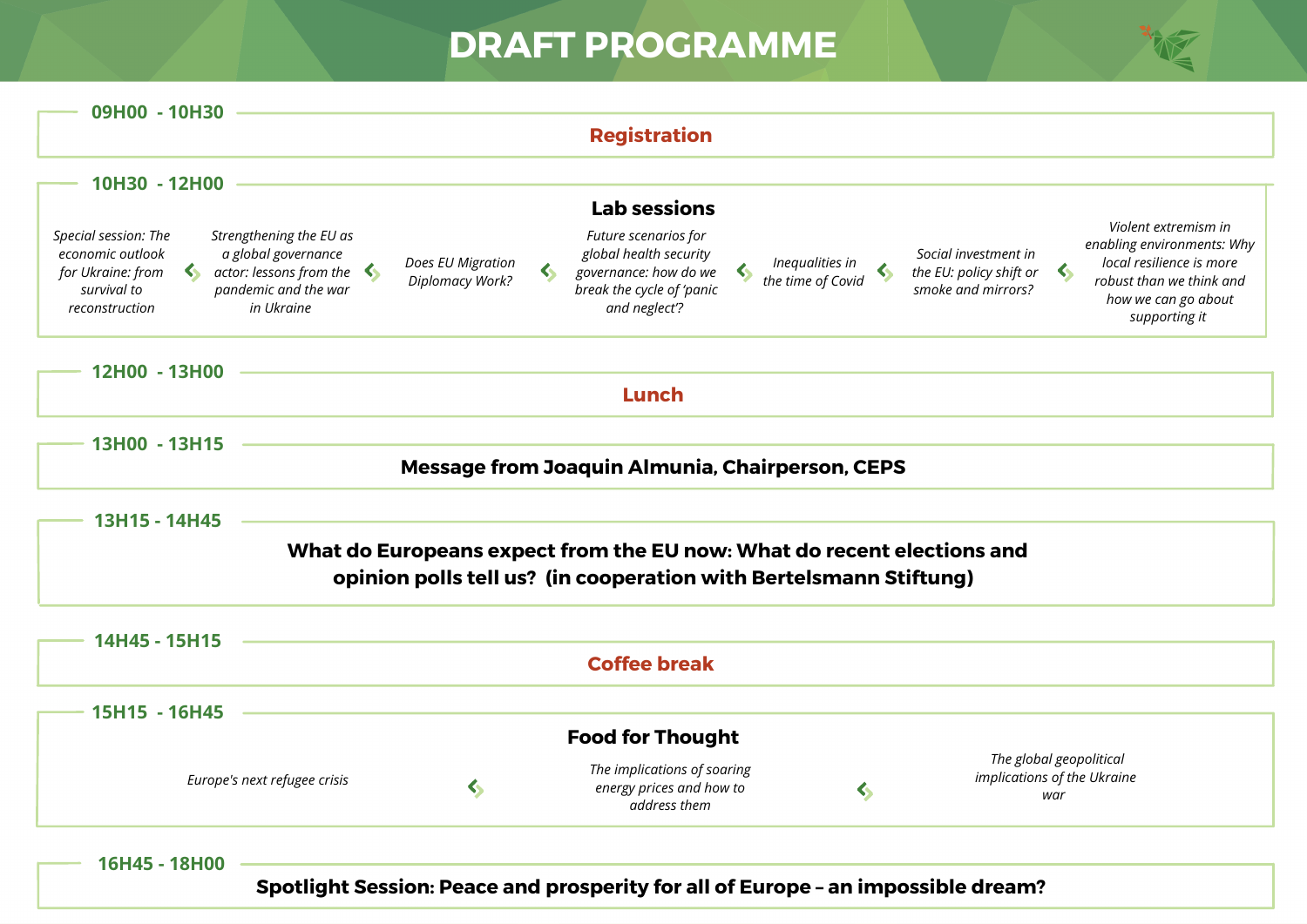# DRAFT PROGRAMME

## 09H00 - 10H30

**Registration**

## 10H30 - 12H00

**Lab sessions**

- *Special session: The economic outlook for Ukraine: from survival to reconstruction*
- *Strengthening the EU as a global governance actor: lessons from the pandemic and the war in Ukraine*
- *Does EU Migration Diplomacy Work?*
- *Future scenarios for global health security governance: how do we break the cycle of 'panic and neglect'?*
- *Inequalities in the time of Covid*
- *Social investment in the EU: policy shift or smoke and mirrors?*
- *Violent extremism in enabling environments: Why local resilience is more robust than we think and how we can go about supporting it*

## 12H00 - 13H00

**Lunch**

## 13H00 - 13H15

**Message from Joaquin Almunia, Chairperson, CEPS**

## 13H15 - 14H45

**What do Europeans expect from the EU now: What do recent elections and opinion polls tell us? (in cooperation with Bertelsmann Stiftung)**

## 14H45 - 15H15

**Coffee break**

## 15H15 - 16H45

**Food for Thought**

- *Europe's next refugee crisis*
- *The implications of soaring energy prices and how to address them*
- *The global geopolitical implications of the Ukraine war*

## 16H45 - 18H00

**Spotlight Session: Peace and prosperity for all of Europe – an impossible dream?**